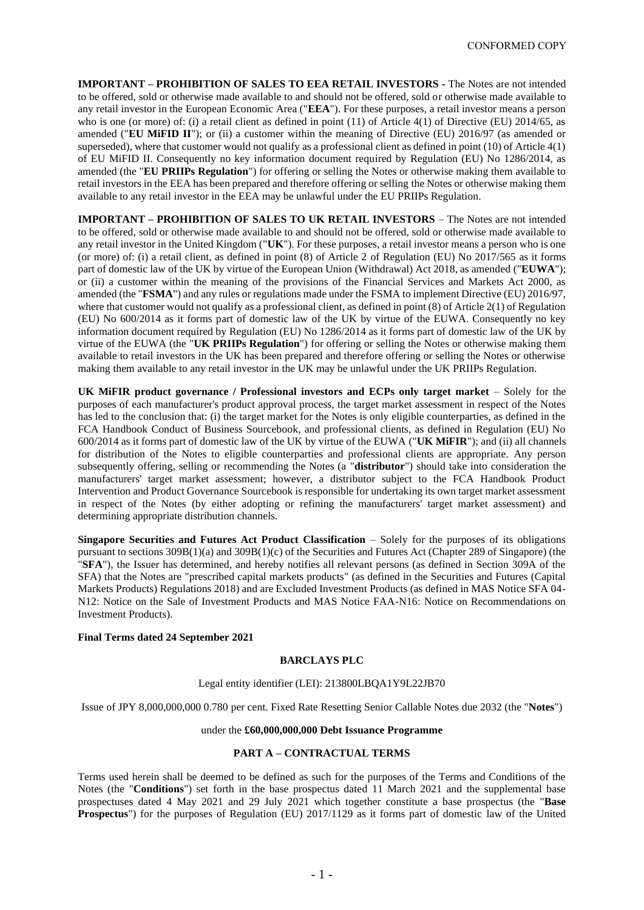CONFORMED COPY

**IMPORTANT – PROHIBITION OF SALES TO EEA RETAIL INVESTORS -** The Notes are not intended to be offered, sold or otherwise made available to and should not be offered, sold or otherwise made available to any retail investor in the European Economic Area ("**EEA**"). For these purposes, a retail investor means a person who is one (or more) of: (i) a retail client as defined in point (11) of Article 4(1) of Directive (EU) 2014/65, as amended ("**EU MiFID II**"); or (ii) a customer within the meaning of Directive (EU) 2016/97 (as amended or superseded), where that customer would not qualify as a professional client as defined in point (10) of Article 4(1) of EU MiFID II. Consequently no key information document required by Regulation (EU) No 1286/2014, as amended (the "**EU PRIIPs Regulation**") for offering or selling the Notes or otherwise making them available to retail investors in the EEA has been prepared and therefore offering or selling the Notes or otherwise making them available to any retail investor in the EEA may be unlawful under the EU PRIIPs Regulation.

**IMPORTANT – PROHIBITION OF SALES TO UK RETAIL INVESTORS** – The Notes are not intended to be offered, sold or otherwise made available to and should not be offered, sold or otherwise made available to any retail investor in the United Kingdom ("**UK**"). For these purposes, a retail investor means a person who is one (or more) of: (i) a retail client, as defined in point (8) of Article 2 of Regulation (EU) No 2017/565 as it forms part of domestic law of the UK by virtue of the European Union (Withdrawal) Act 2018, as amended ("**EUWA**"); or (ii) a customer within the meaning of the provisions of the Financial Services and Markets Act 2000, as amended (the "**FSMA**") and any rules or regulations made under the FSMA to implement Directive (EU) 2016/97, where that customer would not qualify as a professional client, as defined in point (8) of Article 2(1) of Regulation (EU) No 600/2014 as it forms part of domestic law of the UK by virtue of the EUWA. Consequently no key information document required by Regulation (EU) No 1286/2014 as it forms part of domestic law of the UK by virtue of the EUWA (the "**UK PRIIPs Regulation**") for offering or selling the Notes or otherwise making them available to retail investors in the UK has been prepared and therefore offering or selling the Notes or otherwise making them available to any retail investor in the UK may be unlawful under the UK PRIIPs Regulation.

**UK MiFIR product governance / Professional investors and ECPs only target market** – Solely for the purposes of each manufacturer's product approval process, the target market assessment in respect of the Notes has led to the conclusion that: (i) the target market for the Notes is only eligible counterparties, as defined in the FCA Handbook Conduct of Business Sourcebook, and professional clients, as defined in Regulation (EU) No 600/2014 as it forms part of domestic law of the UK by virtue of the EUWA ("**UK MiFIR**"); and (ii) all channels for distribution of the Notes to eligible counterparties and professional clients are appropriate. Any person subsequently offering, selling or recommending the Notes (a "**distributor**") should take into consideration the manufacturers' target market assessment; however, a distributor subject to the FCA Handbook Product Intervention and Product Governance Sourcebook is responsible for undertaking its own target market assessment in respect of the Notes (by either adopting or refining the manufacturers' target market assessment) and determining appropriate distribution channels.

**Singapore Securities and Futures Act Product Classification** – Solely for the purposes of its obligations pursuant to sections 309B(1)(a) and 309B(1)(c) of the Securities and Futures Act (Chapter 289 of Singapore) (the "**SFA**"), the Issuer has determined, and hereby notifies all relevant persons (as defined in Section 309A of the SFA) that the Notes are "prescribed capital markets products" (as defined in the Securities and Futures (Capital Markets Products) Regulations 2018) and are Excluded Investment Products (as defined in MAS Notice SFA 04-N12: Notice on the Sale of Investment Products and MAS Notice FAA-N16: Notice on Recommendations on Investment Products).

**Final Terms dated 24 September 2021**

**BARCLAYS PLC**

Legal entity identifier (LEI): 213800LBQA1Y9L22JB70

Issue of JPY 8,000,000,000 0.780 per cent. Fixed Rate Resetting Senior Callable Notes due 2032 (the "**Notes**")

under the **£60,000,000,000 Debt Issuance Programme**

**PART A – CONTRACTUAL TERMS**

Terms used herein shall be deemed to be defined as such for the purposes of the Terms and Conditions of the Notes (the "**Conditions**") set forth in the base prospectus dated 11 March 2021 and the supplemental base prospectuses dated 4 May 2021 and 29 July 2021 which together constitute a base prospectus (the "**Base Prospectus**") for the purposes of Regulation (EU) 2017/1129 as it forms part of domestic law of the United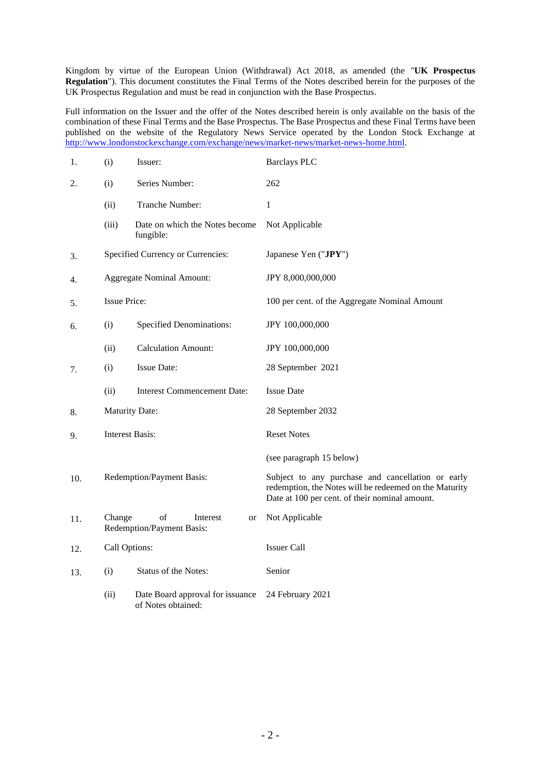Kingdom by virtue of the European Union (Withdrawal) Act 2018, as amended (the "**UK Prospectus Regulation**"). This document constitutes the Final Terms of the Notes described herein for the purposes of the UK Prospectus Regulation and must be read in conjunction with the Base Prospectus.

Full information on the Issuer and the offer of the Notes described herein is only available on the basis of the combination of these Final Terms and the Base Prospectus. The Base Prospectus and these Final Terms have been published on the website of the Regulatory News Service operated by the London Stock Exchange at http://www.londonstockexchange.com/exchange/news/market-news/market-news-home.html.

| | | | |
|---|---|---|---|
| 1. | (i) | Issuer: | Barclays PLC |
| 2. | (i) | Series Number: | 262 |
| | (ii) | Tranche Number: | 1 |
| | (iii) | Date on which the Notes become fungible: | Not Applicable |
| 3. | | Specified Currency or Currencies: | Japanese Yen ("**JPY**") |
| 4. | | Aggregate Nominal Amount: | JPY 8,000,000,000 |
| 5. | | Issue Price: | 100 per cent. of the Aggregate Nominal Amount |
| 6. | (i) | Specified Denominations: | JPY 100,000,000 |
| | (ii) | Calculation Amount: | JPY 100,000,000 |
| 7. | (i) | Issue Date: | 28 September 2021 |
| | (ii) | Interest Commencement Date: | Issue Date |
| 8. | | Maturity Date: | 28 September 2032 |
| 9. | | Interest Basis: | Reset Notes<br><br>(see paragraph 15 below) |
| 10. | | Redemption/Payment Basis: | Subject to any purchase and cancellation or early redemption, the Notes will be redeemed on the Maturity Date at 100 per cent. of their nominal amount. |
| 11. | | Change of Interest or Redemption/Payment Basis: | Not Applicable |
| 12. | | Call Options: | Issuer Call |
| 13. | (i) | Status of the Notes: | Senior |
| | (ii) | Date Board approval for issuance of Notes obtained: | 24 February 2021 |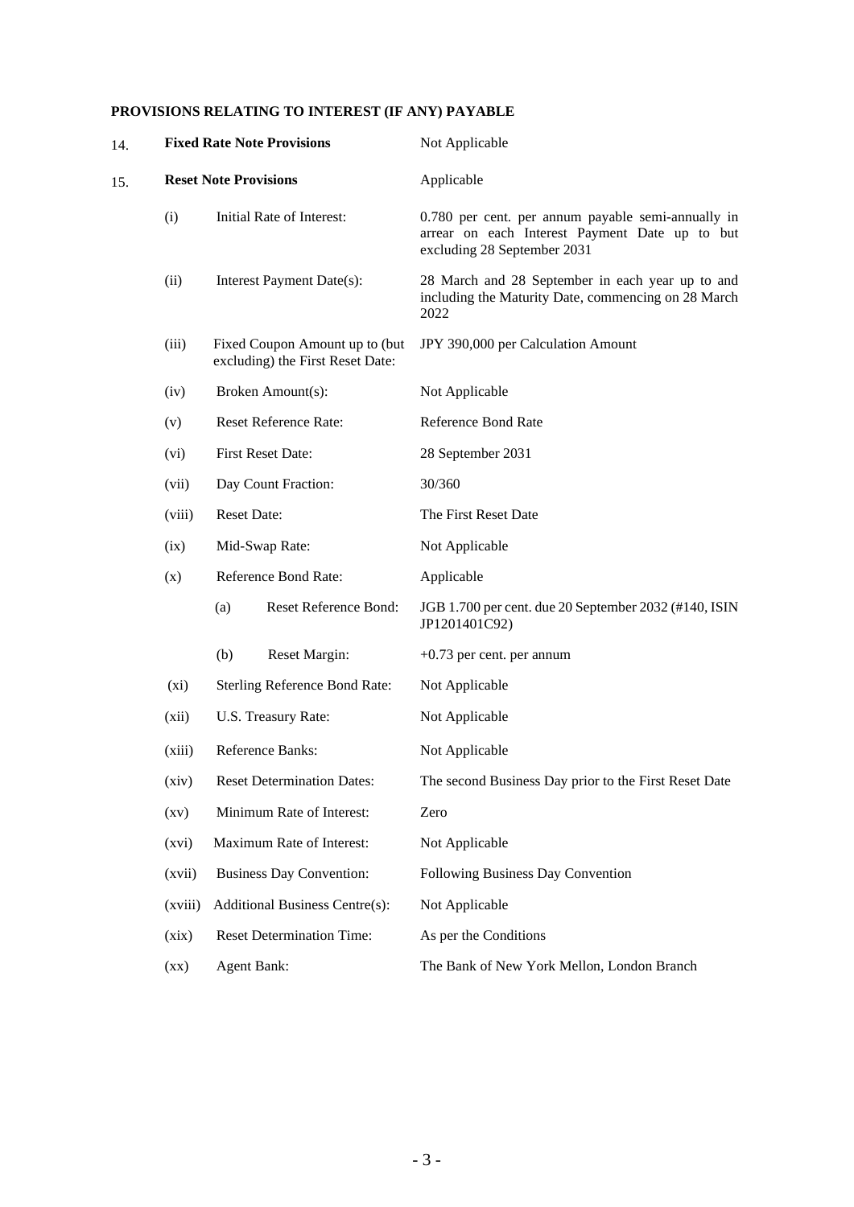**PROVISIONS RELATING TO INTEREST (IF ANY) PAYABLE**

| | | | |
|---|---|---|---|
| 14. | **Fixed Rate Note Provisions** | | Not Applicable |
| 15. | **Reset Note Provisions** | | Applicable |
| | (i) | Initial Rate of Interest: | 0.780 per cent. per annum payable semi-annually in arrear on each Interest Payment Date up to but excluding 28 September 2031 |
| | (ii) | Interest Payment Date(s): | 28 March and 28 September in each year up to and including the Maturity Date, commencing on 28 March 2022 |
| | (iii) | Fixed Coupon Amount up to (but excluding) the First Reset Date: | JPY 390,000 per Calculation Amount |
| | (iv) | Broken Amount(s): | Not Applicable |
| | (v) | Reset Reference Rate: | Reference Bond Rate |
| | (vi) | First Reset Date: | 28 September 2031 |
| | (vii) | Day Count Fraction: | 30/360 |
| | (viii) | Reset Date: | The First Reset Date |
| | (ix) | Mid-Swap Rate: | Not Applicable |
| | (x) | Reference Bond Rate: | Applicable |
| | | (a) Reset Reference Bond: | JGB 1.700 per cent. due 20 September 2032 (#140, ISIN JP1201401C92) |
| | | (b) Reset Margin: | +0.73 per cent. per annum |
| | (xi) | Sterling Reference Bond Rate: | Not Applicable |
| | (xii) | U.S. Treasury Rate: | Not Applicable |
| | (xiii) | Reference Banks: | Not Applicable |
| | (xiv) | Reset Determination Dates: | The second Business Day prior to the First Reset Date |
| | (xv) | Minimum Rate of Interest: | Zero |
| | (xvi) | Maximum Rate of Interest: | Not Applicable |
| | (xvii) | Business Day Convention: | Following Business Day Convention |
| | (xviii) | Additional Business Centre(s): | Not Applicable |
| | (xix) | Reset Determination Time: | As per the Conditions |
| | (xx) | Agent Bank: | The Bank of New York Mellon, London Branch |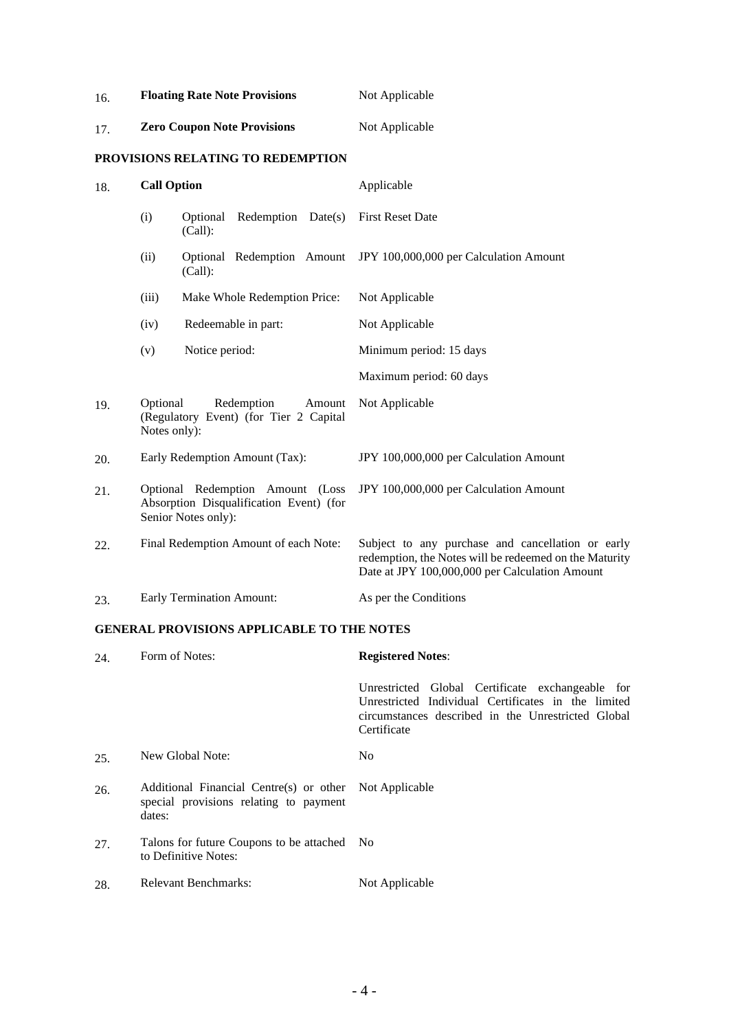| | | |
|---|---|---|
| 16. | **Floating Rate Note Provisions** | Not Applicable |
| 17. | **Zero Coupon Note Provisions** | Not Applicable |

**PROVISIONS RELATING TO REDEMPTION**

| | | |
|---|---|---|
| 18. | **Call Option** | Applicable |
| | (i) Optional Redemption Date(s) (Call): | First Reset Date |
| | (ii) Optional Redemption Amount (Call): | JPY 100,000,000 per Calculation Amount |
| | (iii) Make Whole Redemption Price: | Not Applicable |
| | (iv) Redeemable in part: | Not Applicable |
| | (v) Notice period: | Minimum period: 15 days<br><br>Maximum period: 60 days |
| 19. | Optional Redemption Amount (Regulatory Event) (for Tier 2 Capital Notes only): | Not Applicable |
| 20. | Early Redemption Amount (Tax): | JPY 100,000,000 per Calculation Amount |
| 21. | Optional Redemption Amount (Loss Absorption Disqualification Event) (for Senior Notes only): | JPY 100,000,000 per Calculation Amount |
| 22. | Final Redemption Amount of each Note: | Subject to any purchase and cancellation or early redemption, the Notes will be redeemed on the Maturity Date at JPY 100,000,000 per Calculation Amount |
| 23. | Early Termination Amount: | As per the Conditions |

**GENERAL PROVISIONS APPLICABLE TO THE NOTES**

| | | |
|---|---|---|
| 24. | Form of Notes: | **Registered Notes**:<br><br>Unrestricted Global Certificate exchangeable for Unrestricted Individual Certificates in the limited circumstances described in the Unrestricted Global Certificate |
| 25. | New Global Note: | No |
| 26. | Additional Financial Centre(s) or other special provisions relating to payment dates: | Not Applicable |
| 27. | Talons for future Coupons to be attached to Definitive Notes: | No |
| 28. | Relevant Benchmarks: | Not Applicable |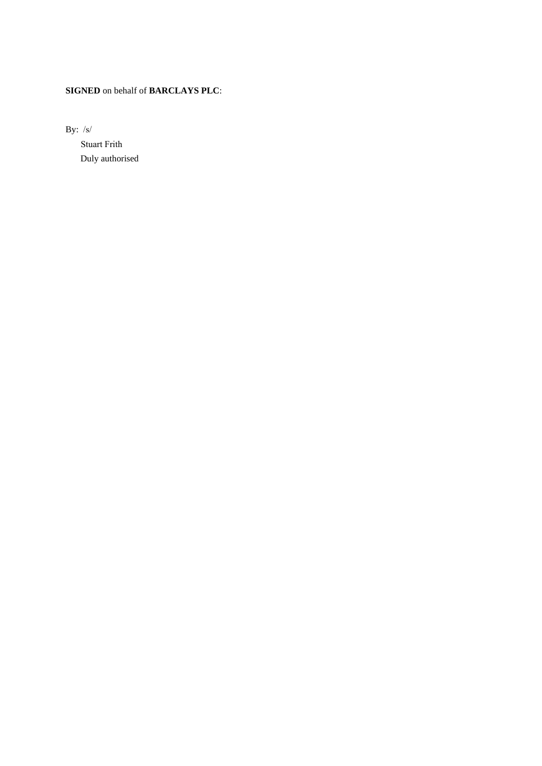**SIGNED** on behalf of **BARCLAYS PLC**:

By: /s/

Stuart Frith

Duly authorised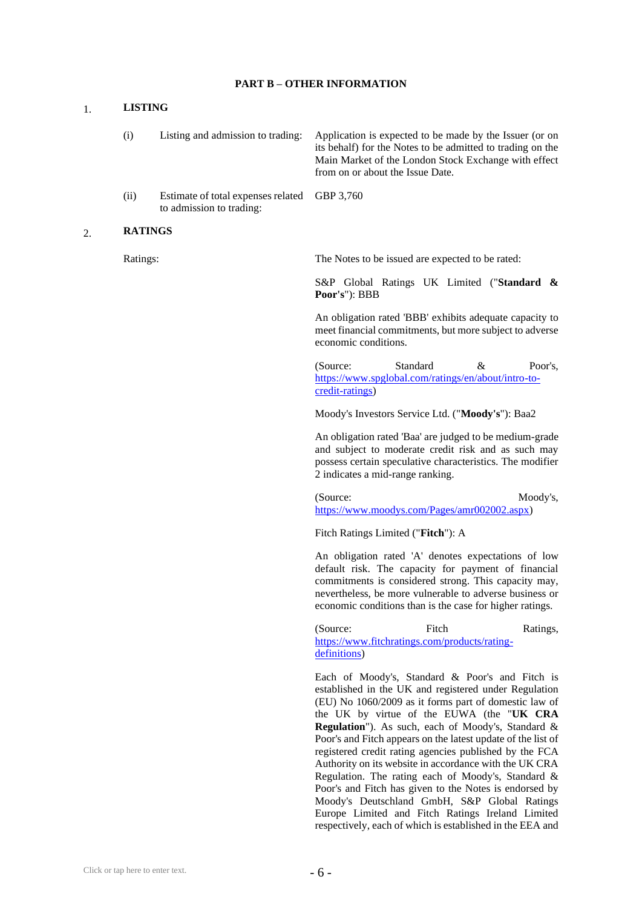## PART B – OTHER INFORMATION

### 1. LISTING

| | | |
|---|---|---|
| (i) | Listing and admission to trading: | Application is expected to be made by the Issuer (or on its behalf) for the Notes to be admitted to trading on the Main Market of the London Stock Exchange with effect from on or about the Issue Date. |
| (ii) | Estimate of total expenses related to admission to trading: | GBP 3,760 |

### 2. RATINGS

Ratings:

The Notes to be issued are expected to be rated:

S&P Global Ratings UK Limited ("**Standard & Poor's**"): BBB

An obligation rated 'BBB' exhibits adequate capacity to meet financial commitments, but more subject to adverse economic conditions.

(Source: Standard & Poor's, https://www.spglobal.com/ratings/en/about/intro-to-credit-ratings)

Moody's Investors Service Ltd. ("**Moody's**"): Baa2

An obligation rated 'Baa' are judged to be medium-grade and subject to moderate credit risk and as such may possess certain speculative characteristics. The modifier 2 indicates a mid-range ranking.

(Source: Moody's, https://www.moodys.com/Pages/amr002002.aspx)

Fitch Ratings Limited ("**Fitch**"): A

An obligation rated 'A' denotes expectations of low default risk. The capacity for payment of financial commitments is considered strong. This capacity may, nevertheless, be more vulnerable to adverse business or economic conditions than is the case for higher ratings.

(Source: Fitch Ratings, https://www.fitchratings.com/products/rating-definitions)

Each of Moody's, Standard & Poor's and Fitch is established in the UK and registered under Regulation (EU) No 1060/2009 as it forms part of domestic law of the UK by virtue of the EUWA (the "**UK CRA Regulation**"). As such, each of Moody's, Standard & Poor's and Fitch appears on the latest update of the list of registered credit rating agencies published by the FCA Authority on its website in accordance with the UK CRA Regulation. The rating each of Moody's, Standard & Poor's and Fitch has given to the Notes is endorsed by Moody's Deutschland GmbH, S&P Global Ratings Europe Limited and Fitch Ratings Ireland Limited respectively, each of which is established in the EEA and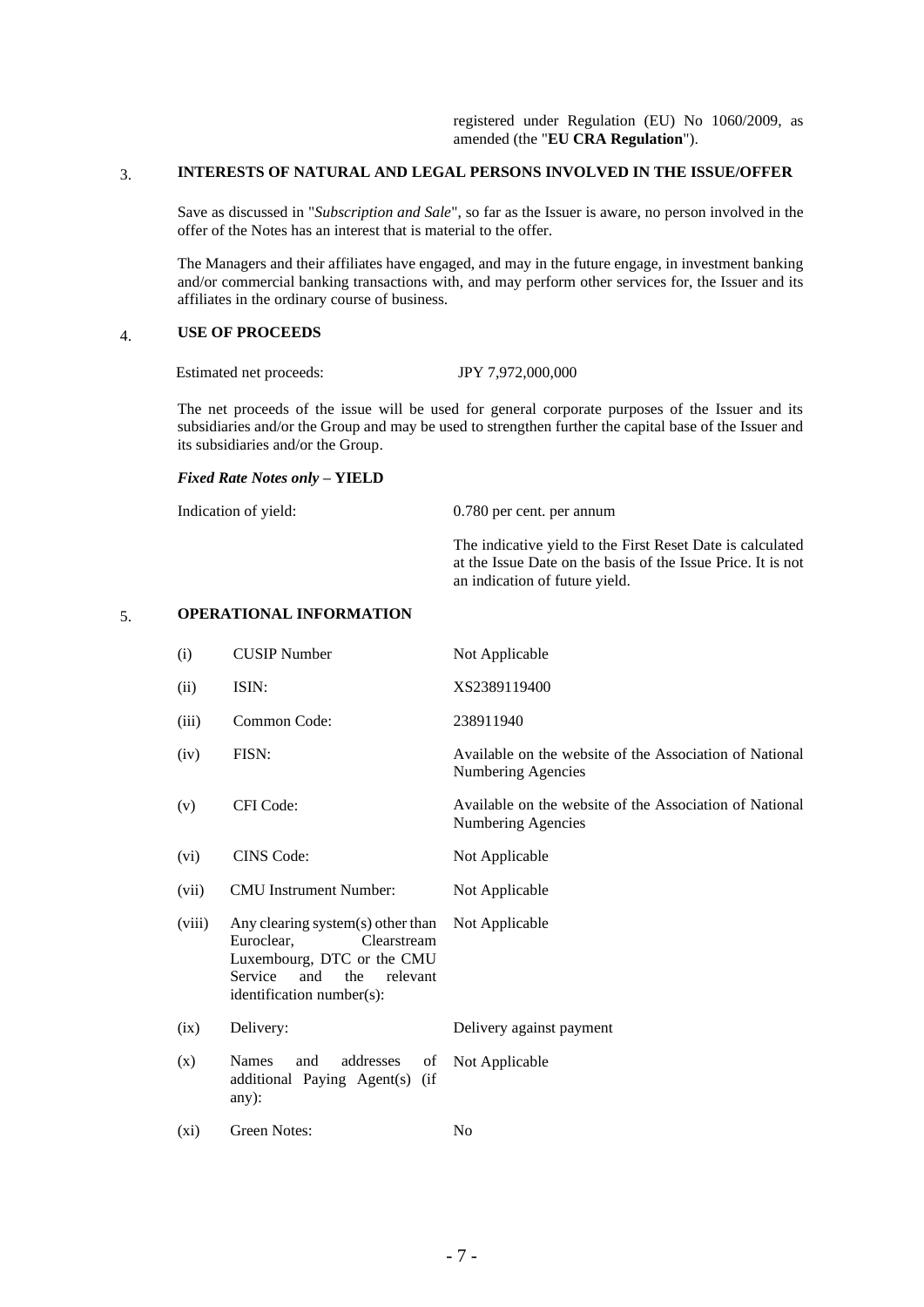registered under Regulation (EU) No 1060/2009, as amended (the "**EU CRA Regulation**").

## 3. INTERESTS OF NATURAL AND LEGAL PERSONS INVOLVED IN THE ISSUE/OFFER

Save as discussed in "*Subscription and Sale*", so far as the Issuer is aware, no person involved in the offer of the Notes has an interest that is material to the offer.

The Managers and their affiliates have engaged, and may in the future engage, in investment banking and/or commercial banking transactions with, and may perform other services for, the Issuer and its affiliates in the ordinary course of business.

## 4. USE OF PROCEEDS

Estimated net proceeds: JPY 7,972,000,000

The net proceeds of the issue will be used for general corporate purposes of the Issuer and its subsidiaries and/or the Group and may be used to strengthen further the capital base of the Issuer and its subsidiaries and/or the Group.

***Fixed Rate Notes only* – YIELD**

Indication of yield: 0.780 per cent. per annum

The indicative yield to the First Reset Date is calculated at the Issue Date on the basis of the Issue Price. It is not an indication of future yield.

## 5. OPERATIONAL INFORMATION

| | | |
|---|---|---|
| (i) | CUSIP Number | Not Applicable |
| (ii) | ISIN: | XS2389119400 |
| (iii) | Common Code: | 238911940 |
| (iv) | FISN: | Available on the website of the Association of National Numbering Agencies |
| (v) | CFI Code: | Available on the website of the Association of National Numbering Agencies |
| (vi) | CINS Code: | Not Applicable |
| (vii) | CMU Instrument Number: | Not Applicable |
| (viii) | Any clearing system(s) other than Euroclear, Clearstream Luxembourg, DTC or the CMU Service and the relevant identification number(s): | Not Applicable |
| (ix) | Delivery: | Delivery against payment |
| (x) | Names and addresses of additional Paying Agent(s) (if any): | Not Applicable |
| (xi) | Green Notes: | No |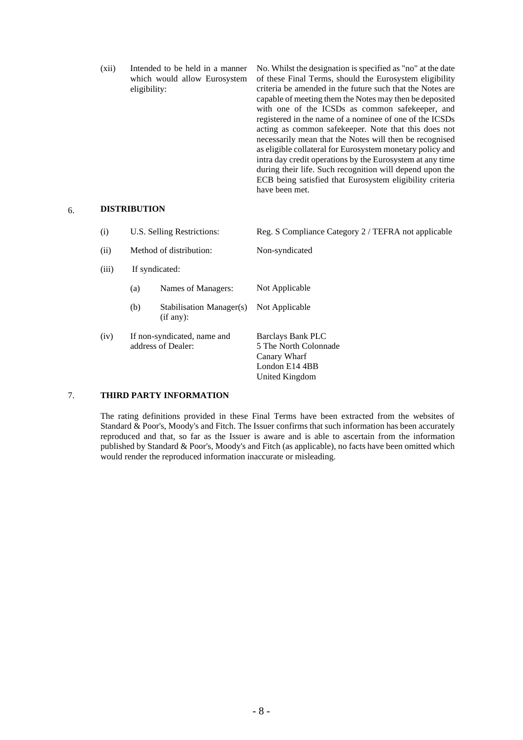| | | |
|---|---|---|
| (xii) | Intended to be held in a manner which would allow Eurosystem eligibility: | No. Whilst the designation is specified as "no" at the date of these Final Terms, should the Eurosystem eligibility criteria be amended in the future such that the Notes are capable of meeting them the Notes may then be deposited with one of the ICSDs as common safekeeper, and registered in the name of a nominee of one of the ICSDs acting as common safekeeper. Note that this does not necessarily mean that the Notes will then be recognised as eligible collateral for Eurosystem monetary policy and intra day credit operations by the Eurosystem at any time during their life. Such recognition will depend upon the ECB being satisfied that Eurosystem eligibility criteria have been met. |

## 6. DISTRIBUTION

| | | | |
|---|---|---|---|
| (i) | U.S. Selling Restrictions: | | Reg. S Compliance Category 2 / TEFRA not applicable |
| (ii) | Method of distribution: | | Non-syndicated |
| (iii) | If syndicated: | | |
| | (a) | Names of Managers: | Not Applicable |
| | (b) | Stabilisation Manager(s) (if any): | Not Applicable |
| (iv) | If non-syndicated, name and address of Dealer: | | Barclays Bank PLC<br>5 The North Colonnade<br>Canary Wharf<br>London E14 4BB<br>United Kingdom |

## 7. THIRD PARTY INFORMATION

The rating definitions provided in these Final Terms have been extracted from the websites of Standard & Poor's, Moody's and Fitch. The Issuer confirms that such information has been accurately reproduced and that, so far as the Issuer is aware and is able to ascertain from the information published by Standard & Poor's, Moody's and Fitch (as applicable), no facts have been omitted which would render the reproduced information inaccurate or misleading.